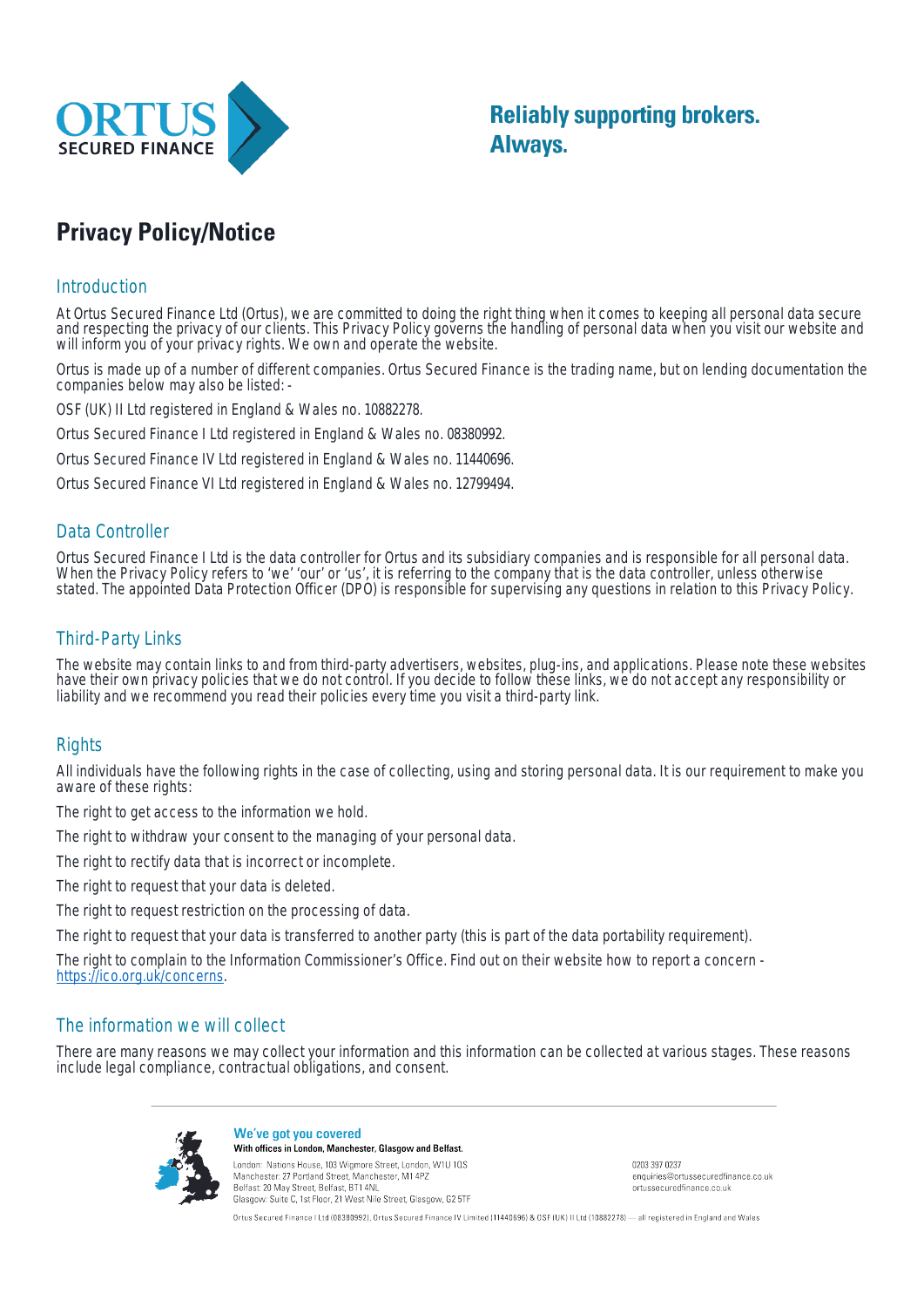# Privacy Policy/Notice

## Introduction

At Ortus Secured Finance Ltd (Ortus), we are committed to doing the right thing when it comes to keeping all personal data secure and respecting the privacy of our clients. This Privacy Policy governs the handling of personal data when you visit our website and will inform you of your privacy rights. We own and operate the website.

Ortus is made up of a number of different companies. Ortus Secured Finance is the trading name, but on lending documentation the companies below may also be listed: -

OSF (UK) II Ltd registered in England & Wales no. 10882278.

Ortus Secured Finance I Ltd registered in England & Wales no. 08380992.

Ortus Secured Finance IV Ltd registered in England & Wales no. 11440696.

Ortus Secured Finance VI Ltd registered in England & Wales no. 12799494.

## Data Controller

Ortus Secured Finance I Ltd is the data controller for Ortus and its subsidiary companies and is responsible for all personal data. When the Privacy Policy refers to 'we' 'our' or 'us', it is referring to the company that is the data controller, unless otherwise stated. The appointed Data Protection Officer (DPO) is responsible for supervising any questions in relation to this Privacy Policy.

## Third-Party Links

The website may contain links to and from third-party advertisers, websites, plug-ins, and applications. Please note these websites have their own privacy policies that we do not control. If you decide to follow these links, we do not accept any responsibility or liability and we recommend you read their policies every time you visit a third-party link.

## Rights

All individuals have the following rights in the case of collecting, using and storing personal data. It is our requirement to make you aware of these rights:

The right to get access to the information we hold.

The right to withdraw your consent to the managing of your personal data.

The right to rectify data that is incorrect or incomplete.

The right to request that your data is deleted.

The right to request restriction on the processing of data.

The right to request that your data is transferred to another party (this is part of the data portability requirement).

The right to complain to the Information Commissioner's Office. Find out on their website how to report a concern - https://ico.org.uk/concerns.

## The information we will collect

There are many reasons we may collect your information and this information can be collected at various stages. These reasons include legal compliance, contractual obligations, and consent.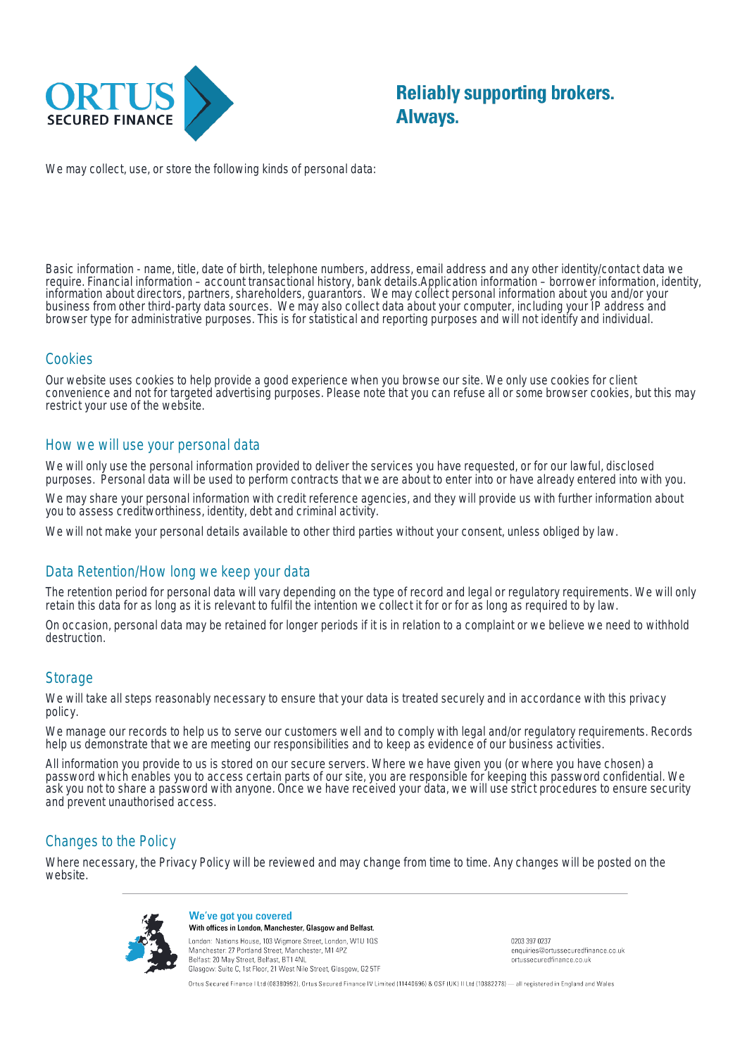We may collect, use, or store the following kinds of personal data:

Basic information - name, title, date of birth, telephone numbers, address, email address and any other identity/contact data we require. Financial information – account transactional history, bank details.Application information – borrower information, identity, information about directors, partners, shareholders, guarantors. We may collect personal information about you and/or your business from other third-party data sources. We may also collect data about your computer, including your IP address and browser type for administrative purposes. This is for statistical and reporting purposes and will not identify and individual.

## Cookies

Our website uses cookies to help provide a good experience when you browse our site. We only use cookies for client convenience and not for targeted advertising purposes. Please note that you can refuse all or some browser cookies, but this may restrict your use of the website.

## How we will use your personal data

We will only use the personal information provided to deliver the services you have requested, or for our lawful, disclosed purposes. Personal data will be used to perform contracts that we are about to enter into or have already entered into with you.

We may share your personal information with credit reference agencies, and they will provide us with further information about you to assess creditworthiness, identity, debt and criminal activity.

We will not make your personal details available to other third parties without your consent, unless obliged by law.

## Data Retention/How long we keep your data

The retention period for personal data will vary depending on the type of record and legal or regulatory requirements. We will only retain this data for as long as it is relevant to fulfil the intention we collect it for or for as long as required to by law.

On occasion, personal data may be retained for longer periods if it is in relation to a complaint or we believe we need to withhold destruction.

## Storage

We will take all steps reasonably necessary to ensure that your data is treated securely and in accordance with this privacy policy.

We manage our records to help us to serve our customers well and to comply with legal and/or regulatory requirements. Records help us demonstrate that we are meeting our responsibilities and to keep as evidence of our business activities.

All information you provide to us is stored on our secure servers. Where we have given you (or where you have chosen) a password which enables you to access certain parts of our site, you are responsible for keeping this password confidential. We ask you not to share a password with anyone. Once we have received your data, we will use strict procedures to ensure security and prevent unauthorised access.

## Changes to the Policy

Where necessary, the Privacy Policy will be reviewed and may change from time to time. Any changes will be posted on the website.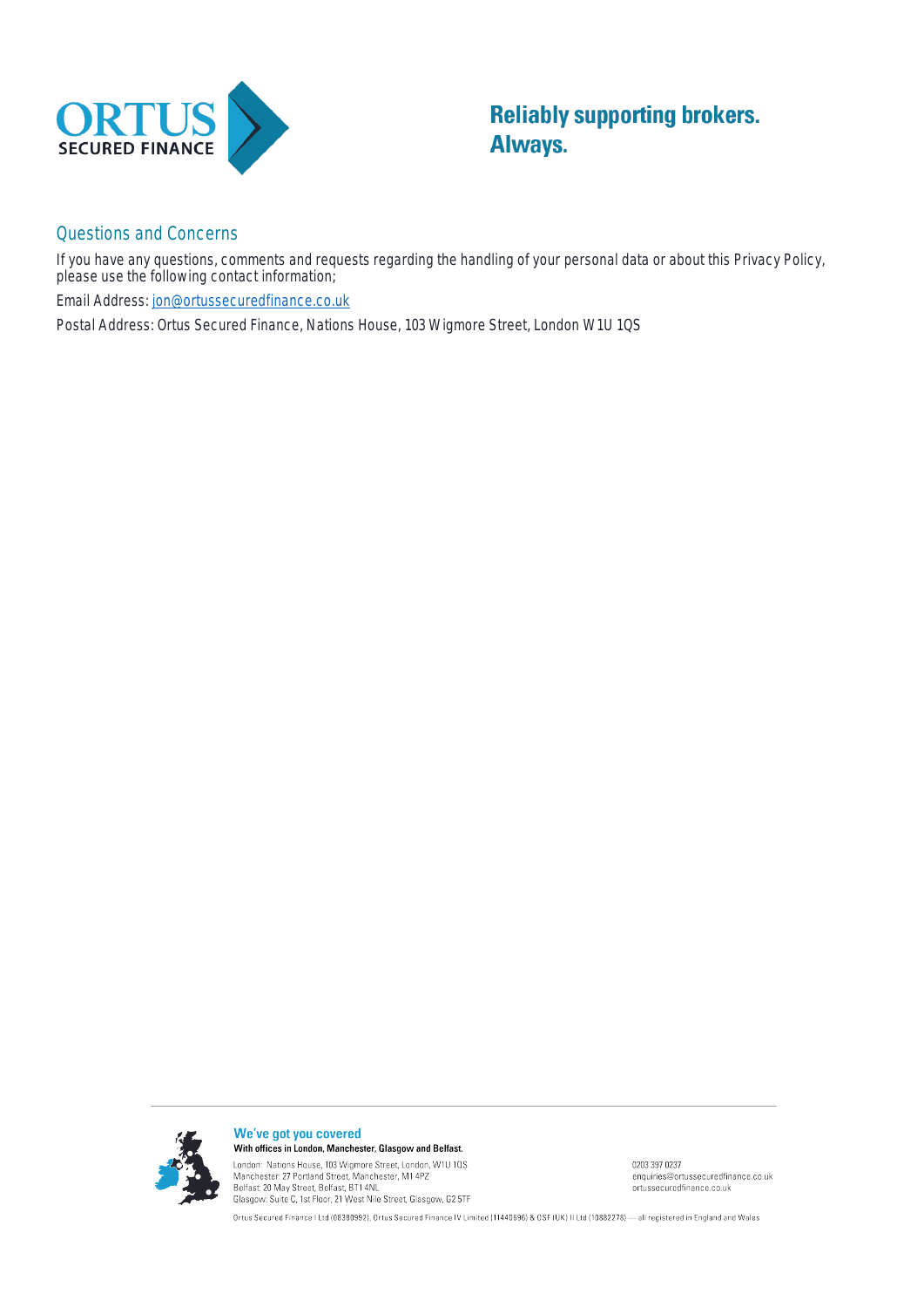## Questions and Concerns

If you have any questions, comments and requests regarding the handling of your personal data or about this Privacy Policy, please use the following contact information;

Email Address: jon@ortussecuredfinance.co.uk

Postal Address: Ortus Secured Finance, Nations House, 103 Wigmore Street, London W1U 1QS